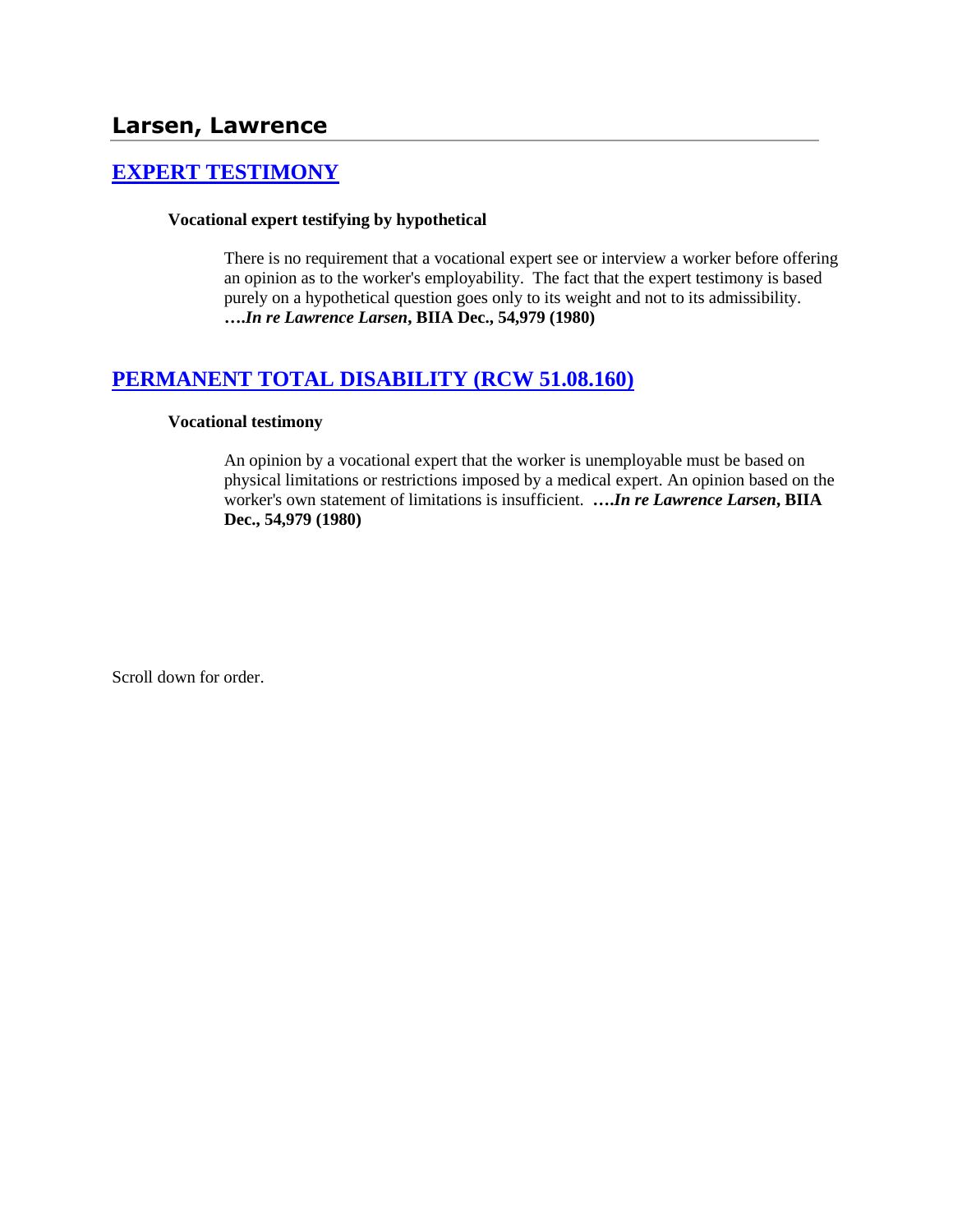## Larsen, Lawrence

### [EXPERT TESTIMONY]

**Vocational expert testifying by hypothetical**

> There is no requirement that a vocational expert see or interview a worker before offering an opinion as to the worker's employability. The fact that the expert testimony is based purely on a hypothetical question goes only to its weight and not to its admissibility. ***….In re Lawrence Larsen*, BIIA Dec., 54,979 (1980)**

### [PERMANENT TOTAL DISABILITY (RCW 51.08.160)]

**Vocational testimony**

> An opinion by a vocational expert that the worker is unemployable must be based on physical limitations or restrictions imposed by a medical expert. An opinion based on the worker's own statement of limitations is insufficient. ***….In re Lawrence Larsen*, BIIA Dec., 54,979 (1980)**

Scroll down for order.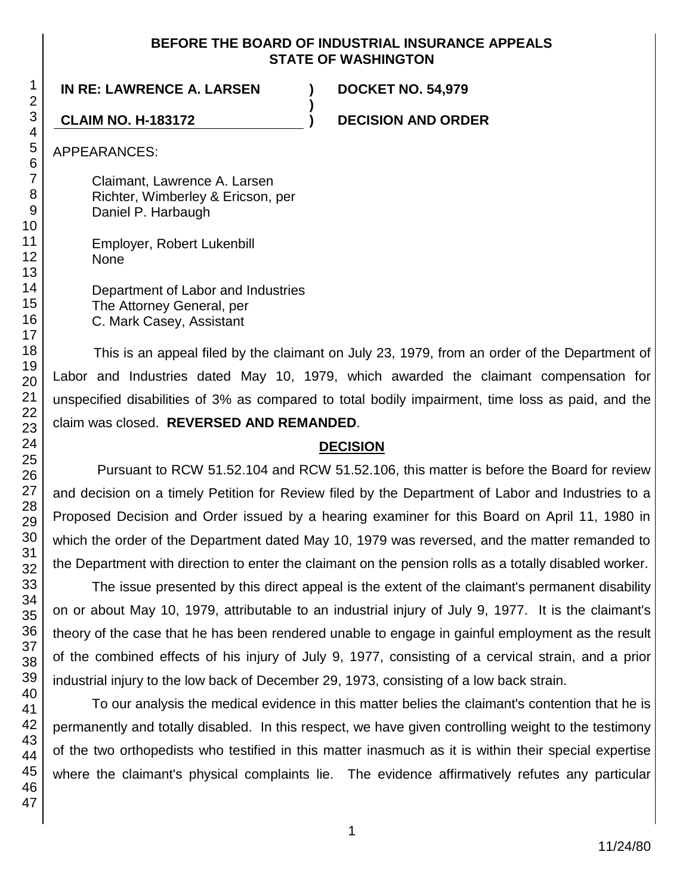BEFORE THE BOARD OF INDUSTRIAL INSURANCE APPEALS
STATE OF WASHINGTON

**IN RE: LAWRENCE A. LARSEN ) DOCKET NO. 54,979**
**)**
**CLAIM NO. H-183172 ) DECISION AND ORDER**

APPEARANCES:

Claimant, Lawrence A. Larsen
Richter, Wimberley & Ericson, per
Daniel P. Harbaugh

Employer, Robert Lukenbill
None

Department of Labor and Industries
The Attorney General, per
C. Mark Casey, Assistant

This is an appeal filed by the claimant on July 23, 1979, from an order of the Department of Labor and Industries dated May 10, 1979, which awarded the claimant compensation for unspecified disabilities of 3% as compared to total bodily impairment, time loss as paid, and the claim was closed. **REVERSED AND REMANDED**.

## DECISION

Pursuant to RCW 51.52.104 and RCW 51.52.106, this matter is before the Board for review and decision on a timely Petition for Review filed by the Department of Labor and Industries to a Proposed Decision and Order issued by a hearing examiner for this Board on April 11, 1980 in which the order of the Department dated May 10, 1979 was reversed, and the matter remanded to the Department with direction to enter the claimant on the pension rolls as a totally disabled worker.

The issue presented by this direct appeal is the extent of the claimant's permanent disability on or about May 10, 1979, attributable to an industrial injury of July 9, 1977. It is the claimant's theory of the case that he has been rendered unable to engage in gainful employment as the result of the combined effects of his injury of July 9, 1977, consisting of a cervical strain, and a prior industrial injury to the low back of December 29, 1973, consisting of a low back strain.

To our analysis the medical evidence in this matter belies the claimant's contention that he is permanently and totally disabled. In this respect, we have given controlling weight to the testimony of the two orthopedists who testified in this matter inasmuch as it is within their special expertise where the claimant's physical complaints lie. The evidence affirmatively refutes any particular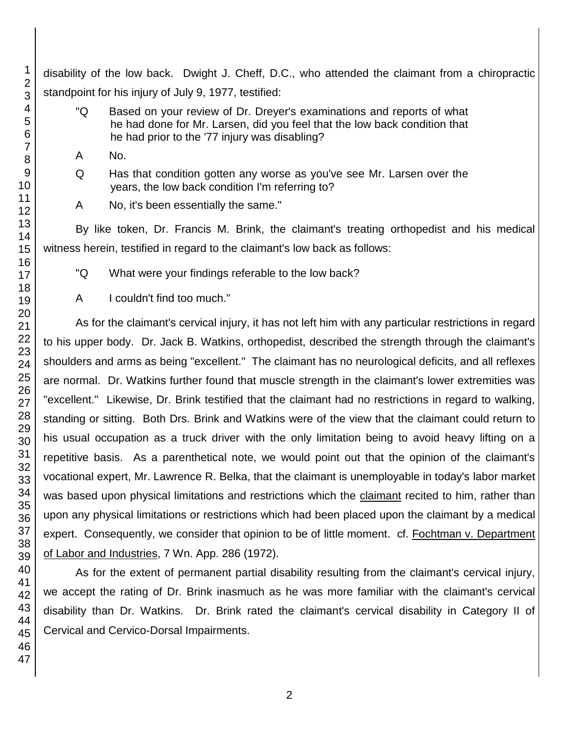disability of the low back. Dwight J. Cheff, D.C., who attended the claimant from a chiropractic standpoint for his injury of July 9, 1977, testified:

> "Q Based on your review of Dr. Dreyer's examinations and reports of what he had done for Mr. Larsen, did you feel that the low back condition that he had prior to the '77 injury was disabling?
>
> A No.
>
> Q Has that condition gotten any worse as you've see Mr. Larsen over the years, the low back condition I'm referring to?
>
> A No, it's been essentially the same."

By like token, Dr. Francis M. Brink, the claimant's treating orthopedist and his medical witness herein, testified in regard to the claimant's low back as follows:

> "Q What were your findings referable to the low back?
>
> A I couldn't find too much."

As for the claimant's cervical injury, it has not left him with any particular restrictions in regard to his upper body. Dr. Jack B. Watkins, orthopedist, described the strength through the claimant's shoulders and arms as being "excellent." The claimant has no neurological deficits, and all reflexes are normal. Dr. Watkins further found that muscle strength in the claimant's lower extremities was "excellent." Likewise, Dr. Brink testified that the claimant had no restrictions in regard to walking, standing or sitting. Both Drs. Brink and Watkins were of the view that the claimant could return to his usual occupation as a truck driver with the only limitation being to avoid heavy lifting on a repetitive basis. As a parenthetical note, we would point out that the opinion of the claimant's vocational expert, Mr. Lawrence R. Belka, that the claimant is unemployable in today's labor market was based upon physical limitations and restrictions which the claimant recited to him, rather than upon any physical limitations or restrictions which had been placed upon the claimant by a medical expert. Consequently, we consider that opinion to be of little moment. cf. Fochtman v. Department of Labor and Industries, 7 Wn. App. 286 (1972).

As for the extent of permanent partial disability resulting from the claimant's cervical injury, we accept the rating of Dr. Brink inasmuch as he was more familiar with the claimant's cervical disability than Dr. Watkins. Dr. Brink rated the claimant's cervical disability in Category II of Cervical and Cervico-Dorsal Impairments.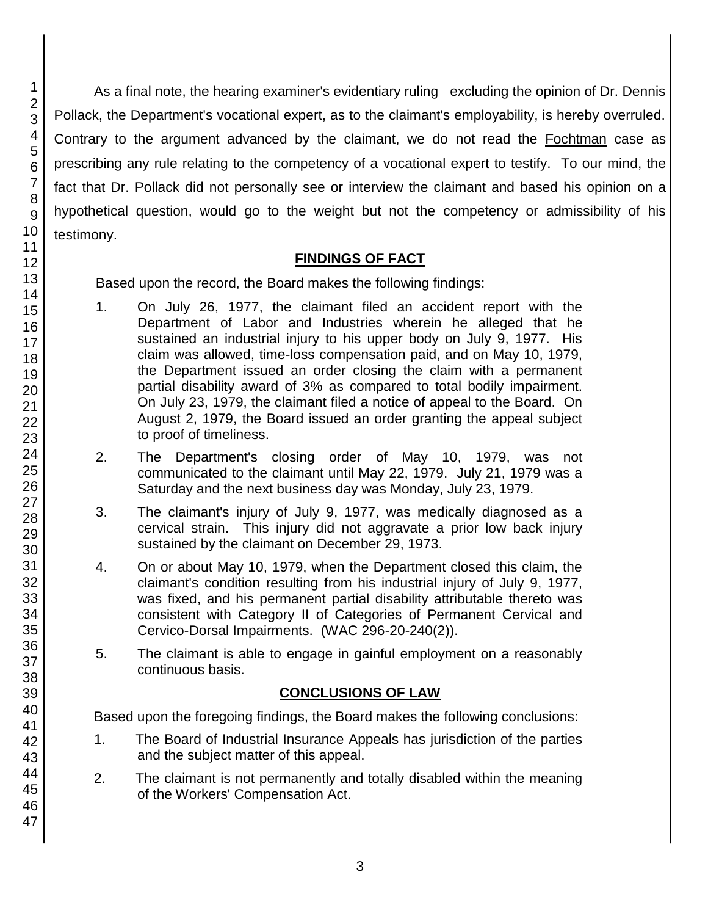As a final note, the hearing examiner's evidentiary ruling excluding the opinion of Dr. Dennis Pollack, the Department's vocational expert, as to the claimant's employability, is hereby overruled. Contrary to the argument advanced by the claimant, we do not read the Fochtman case as prescribing any rule relating to the competency of a vocational expert to testify. To our mind, the fact that Dr. Pollack did not personally see or interview the claimant and based his opinion on a hypothetical question, would go to the weight but not the competency or admissibility of his testimony.

## FINDINGS OF FACT

Based upon the record, the Board makes the following findings:

1. On July 26, 1977, the claimant filed an accident report with the Department of Labor and Industries wherein he alleged that he sustained an industrial injury to his upper body on July 9, 1977. His claim was allowed, time-loss compensation paid, and on May 10, 1979, the Department issued an order closing the claim with a permanent partial disability award of 3% as compared to total bodily impairment. On July 23, 1979, the claimant filed a notice of appeal to the Board. On August 2, 1979, the Board issued an order granting the appeal subject to proof of timeliness.

2. The Department's closing order of May 10, 1979, was not communicated to the claimant until May 22, 1979. July 21, 1979 was a Saturday and the next business day was Monday, July 23, 1979.

3. The claimant's injury of July 9, 1977, was medically diagnosed as a cervical strain. This injury did not aggravate a prior low back injury sustained by the claimant on December 29, 1973.

4. On or about May 10, 1979, when the Department closed this claim, the claimant's condition resulting from his industrial injury of July 9, 1977, was fixed, and his permanent partial disability attributable thereto was consistent with Category II of Categories of Permanent Cervical and Cervico-Dorsal Impairments. (WAC 296-20-240(2)).

5. The claimant is able to engage in gainful employment on a reasonably continuous basis.

## CONCLUSIONS OF LAW

Based upon the foregoing findings, the Board makes the following conclusions:

1. The Board of Industrial Insurance Appeals has jurisdiction of the parties and the subject matter of this appeal.

2. The claimant is not permanently and totally disabled within the meaning of the Workers' Compensation Act.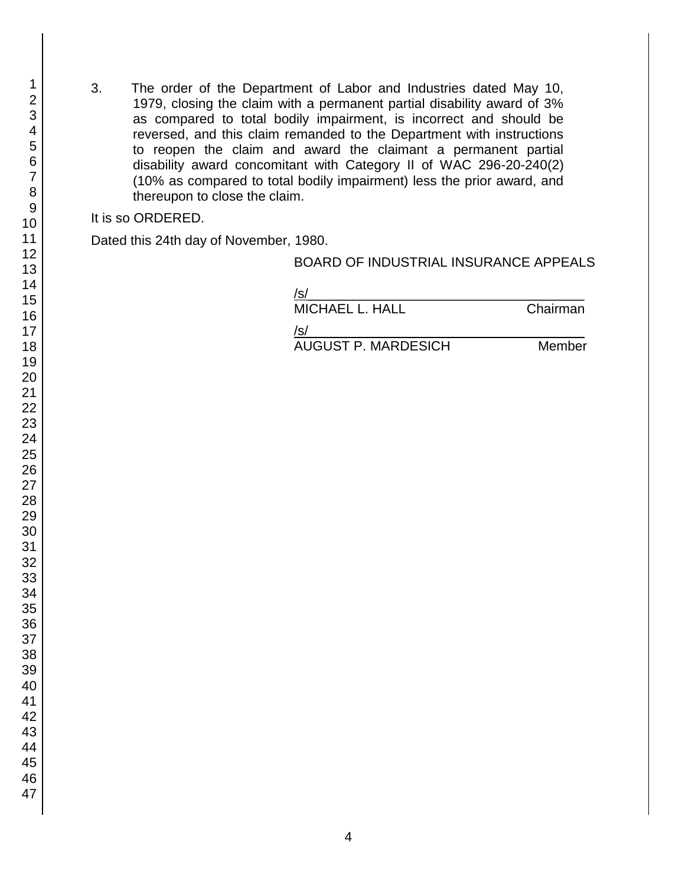3. The order of the Department of Labor and Industries dated May 10, 1979, closing the claim with a permanent partial disability award of 3% as compared to total bodily impairment, is incorrect and should be reversed, and this claim remanded to the Department with instructions to reopen the claim and award the claimant a permanent partial disability award concomitant with Category II of WAC 296-20-240(2) (10% as compared to total bodily impairment) less the prior award, and thereupon to close the claim.

It is so ORDERED.

Dated this 24th day of November, 1980.

BOARD OF INDUSTRIAL INSURANCE APPEALS

/s/
MICHAEL L. HALL Chairman

/s/
AUGUST P. MARDESICH Member